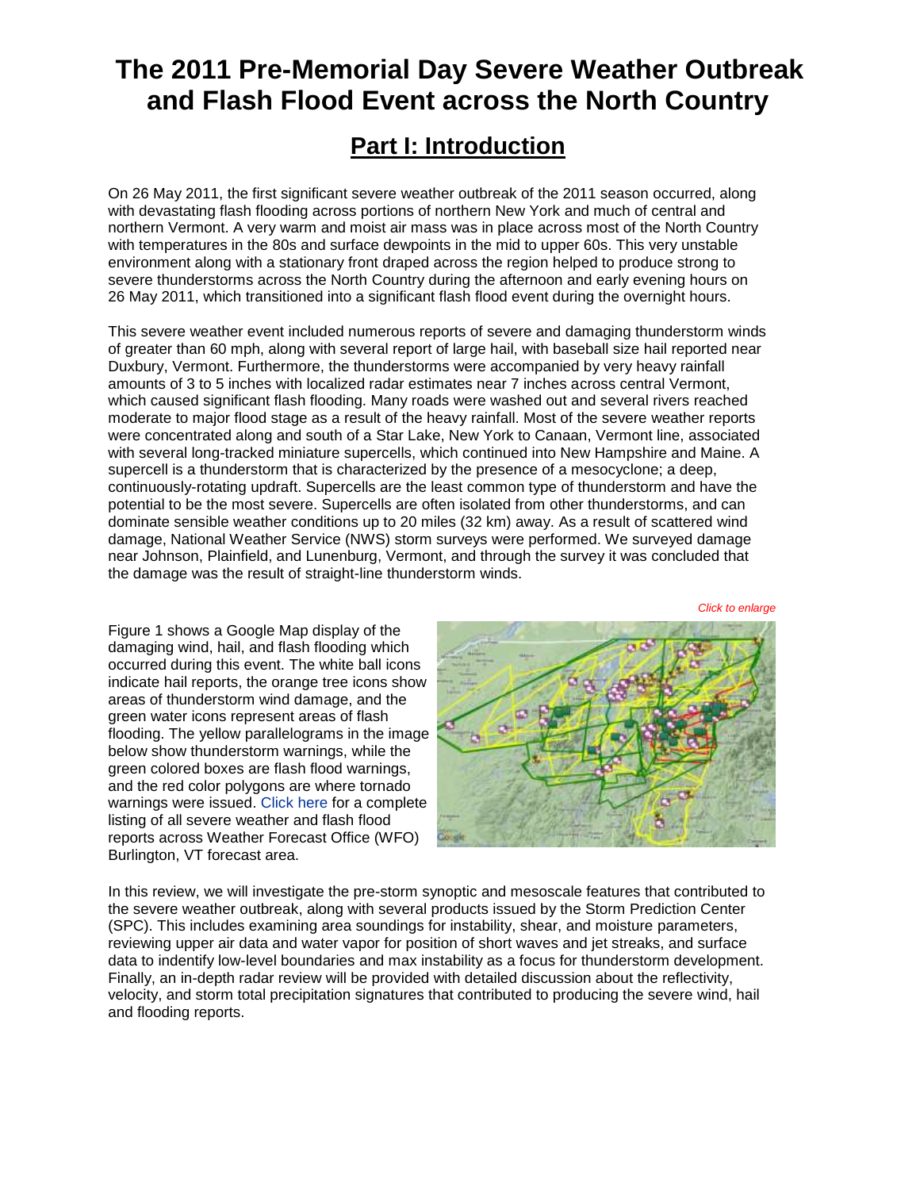# The 2011 Pre-Memorial Day Severe Weather Outbreak and Flash Flood Event across the North Country

## Part I: Introduction

On 26 May 2011, the first significant severe weather outbreak of the 2011 season occurred, along with devastating flash flooding across portions of northern New York and much of central and northern Vermont. A very warm and moist air mass was in place across most of the North Country with temperatures in the 80s and surface dewpoints in the mid to upper 60s. This very unstable environment along with a stationary front draped across the region helped to produce strong to severe thunderstorms across the North Country during the afternoon and early evening hours on 26 May 2011, which transitioned into a significant flash flood event during the overnight hours.

This severe weather event included numerous reports of severe and damaging thunderstorm winds of greater than 60 mph, along with several report of large hail, with baseball size hail reported near Duxbury, Vermont. Furthermore, the thunderstorms were accompanied by very heavy rainfall amounts of 3 to 5 inches with localized radar estimates near 7 inches across central Vermont, which caused significant flash flooding. Many roads were washed out and several rivers reached moderate to major flood stage as a result of the heavy rainfall. Most of the severe weather reports were concentrated along and south of a Star Lake, New York to Canaan, Vermont line, associated with several long-tracked miniature supercells, which continued into New Hampshire and Maine. A supercell is a thunderstorm that is characterized by the presence of a mesocyclone; a deep, continuously-rotating updraft. Supercells are the least common type of thunderstorm and have the potential to be the most severe. Supercells are often isolated from other thunderstorms, and can dominate sensible weather conditions up to 20 miles (32 km) away. As a result of scattered wind damage, National Weather Service (NWS) storm surveys were performed. We surveyed damage near Johnson, Plainfield, and Lunenburg, Vermont, and through the survey it was concluded that the damage was the result of straight-line thunderstorm winds.

*Click to enlarge*

Figure 1 shows a Google Map display of the damaging wind, hail, and flash flooding which occurred during this event. The white ball icons indicate hail reports, the orange tree icons show areas of thunderstorm wind damage, and the green water icons represent areas of flash flooding. The yellow parallelograms in the image below show thunderstorm warnings, while the green colored boxes are flash flood warnings, and the red color polygons are where tornado warnings were issued. Click here for a complete listing of all severe weather and flash flood reports across Weather Forecast Office (WFO) Burlington, VT forecast area.

In this review, we will investigate the pre-storm synoptic and mesoscale features that contributed to the severe weather outbreak, along with several products issued by the Storm Prediction Center (SPC). This includes examining area soundings for instability, shear, and moisture parameters, reviewing upper air data and water vapor for position of short waves and jet streaks, and surface data to indentify low-level boundaries and max instability as a focus for thunderstorm development. Finally, an in-depth radar review will be provided with detailed discussion about the reflectivity, velocity, and storm total precipitation signatures that contributed to producing the severe wind, hail and flooding reports.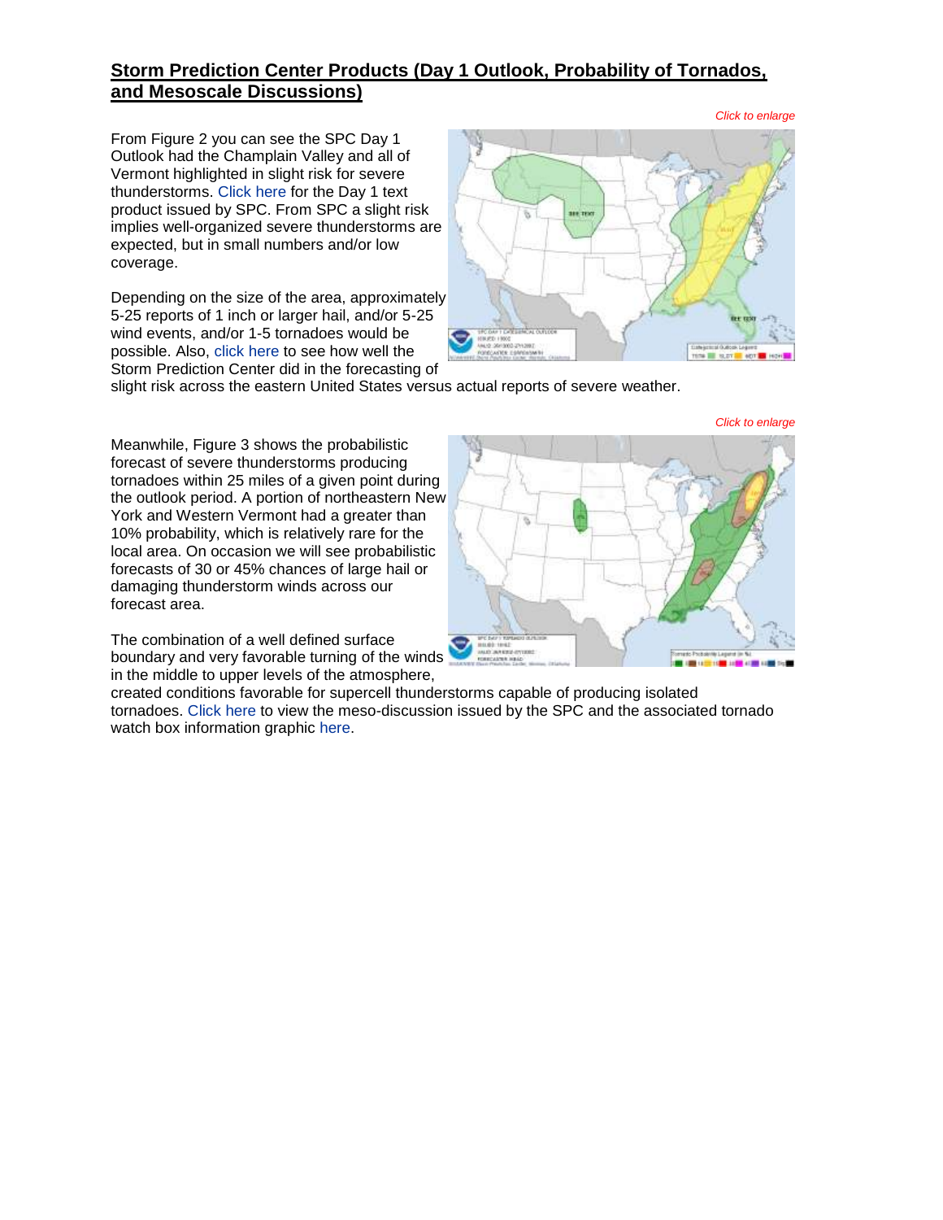## Storm Prediction Center Products (Day 1 Outlook, Probability of Tornados, and Mesoscale Discussions)

*Click to enlarge*

From Figure 2 you can see the SPC Day 1 Outlook had the Champlain Valley and all of Vermont highlighted in slight risk for severe thunderstorms. Click here for the Day 1 text product issued by SPC. From SPC a slight risk implies well-organized severe thunderstorms are expected, but in small numbers and/or low coverage.

Depending on the size of the area, approximately 5-25 reports of 1 inch or larger hail, and/or 5-25 wind events, and/or 1-5 tornadoes would be possible. Also, click here to see how well the Storm Prediction Center did in the forecasting of slight risk across the eastern United States versus actual reports of severe weather.

*Click to enlarge*

Meanwhile, Figure 3 shows the probabilistic forecast of severe thunderstorms producing tornadoes within 25 miles of a given point during the outlook period. A portion of northeastern New York and Western Vermont had a greater than 10% probability, which is relatively rare for the local area. On occasion we will see probabilistic forecasts of 30 or 45% chances of large hail or damaging thunderstorm winds across our forecast area.

The combination of a well defined surface boundary and very favorable turning of the winds in the middle to upper levels of the atmosphere, created conditions favorable for supercell thunderstorms capable of producing isolated tornadoes. Click here to view the meso-discussion issued by the SPC and the associated tornado watch box information graphic here.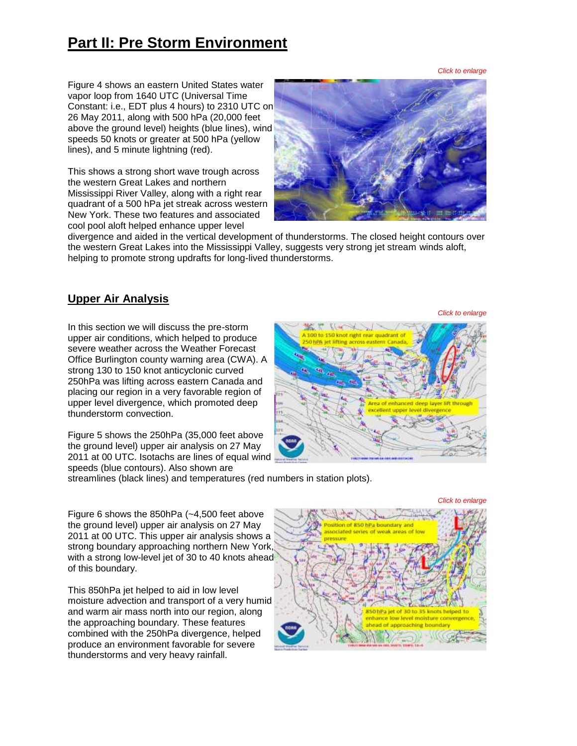## Part II: Pre Storm Environment

*Click to enlarge*

Figure 4 shows an eastern United States water vapor loop from 1640 UTC (Universal Time Constant: i.e., EDT plus 4 hours) to 2310 UTC on 26 May 2011, along with 500 hPa (20,000 feet above the ground level) heights (blue lines), wind speeds 50 knots or greater at 500 hPa (yellow lines), and 5 minute lightning (red).

This shows a strong short wave trough across the western Great Lakes and northern Mississippi River Valley, along with a right rear quadrant of a 500 hPa jet streak across western New York. These two features and associated cool pool aloft helped enhance upper level divergence and aided in the vertical development of thunderstorms. The closed height contours over the western Great Lakes into the Mississippi Valley, suggests very strong jet stream winds aloft, helping to promote strong updrafts for long-lived thunderstorms.

### Upper Air Analysis

*Click to enlarge*

In this section we will discuss the pre-storm upper air conditions, which helped to produce severe weather across the Weather Forecast Office Burlington county warning area (CWA). A strong 130 to 150 knot anticyclonic curved 250hPa was lifting across eastern Canada and placing our region in a very favorable region of upper level divergence, which promoted deep thunderstorm convection.

Figure 5 shows the 250hPa (35,000 feet above the ground level) upper air analysis on 27 May 2011 at 00 UTC. Isotachs are lines of equal wind speeds (blue contours). Also shown are streamlines (black lines) and temperatures (red numbers in station plots).

*Click to enlarge*

Figure 6 shows the 850hPa (~4,500 feet above the ground level) upper air analysis on 27 May 2011 at 00 UTC. This upper air analysis shows a strong boundary approaching northern New York, with a strong low-level jet of 30 to 40 knots ahead of this boundary.

This 850hPa jet helped to aid in low level moisture advection and transport of a very humid and warm air mass north into our region, along the approaching boundary. These features combined with the 250hPa divergence, helped produce an environment favorable for severe thunderstorms and very heavy rainfall.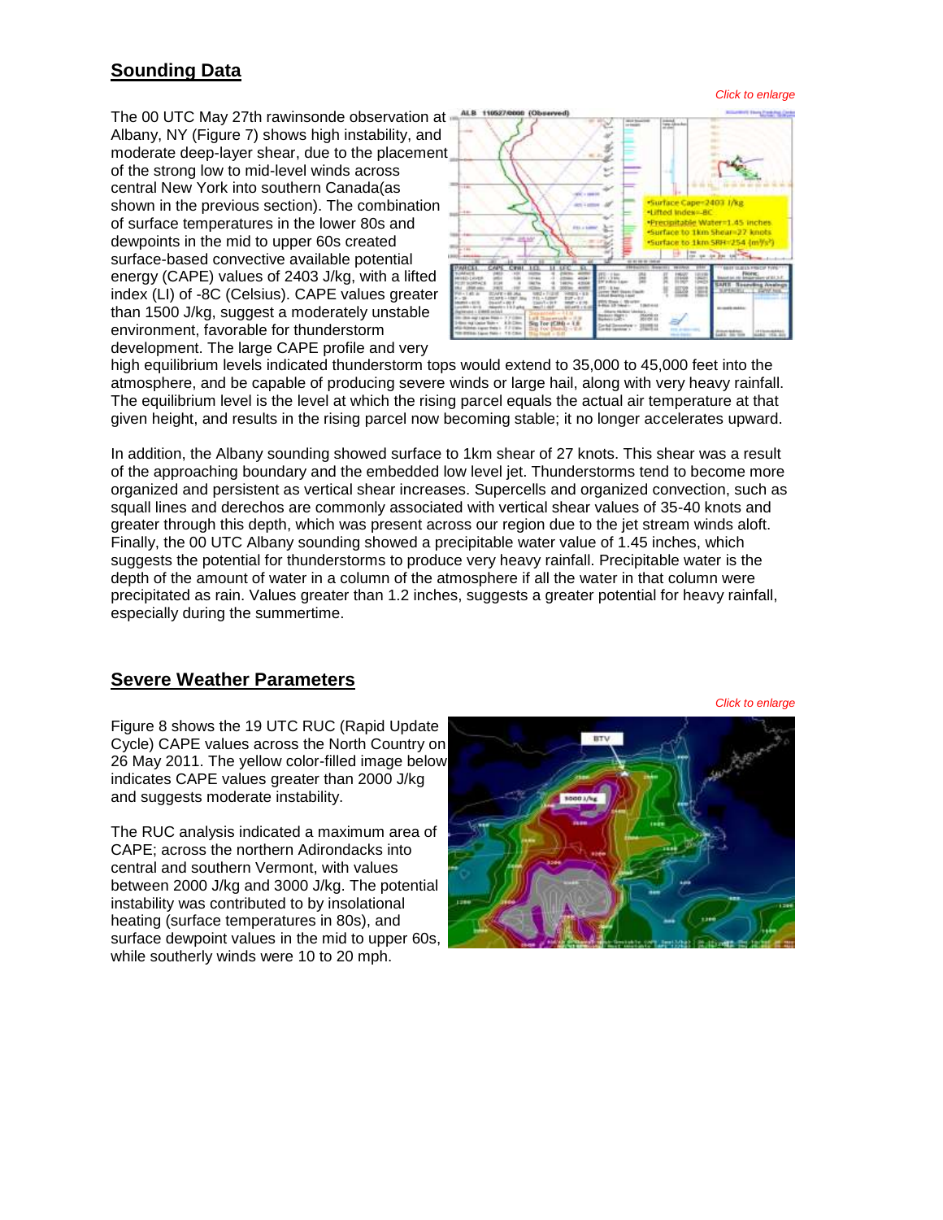## Sounding Data

*Click to enlarge*

The 00 UTC May 27th rawinsonde observation at Albany, NY (Figure 7) shows high instability, and moderate deep-layer shear, due to the placement of the strong low to mid-level winds across central New York into southern Canada(as shown in the previous section). The combination of surface temperatures in the lower 80s and dewpoints in the mid to upper 60s created surface-based convective available potential energy (CAPE) values of 2403 J/kg, with a lifted index (LI) of -8C (Celsius). CAPE values greater than 1500 J/kg, suggest a moderately unstable environment, favorable for thunderstorm development. The large CAPE profile and very high equilibrium levels indicated thunderstorm tops would extend to 35,000 to 45,000 feet into the atmosphere, and be capable of producing severe winds or large hail, along with very heavy rainfall. The equilibrium level is the level at which the rising parcel equals the actual air temperature at that given height, and results in the rising parcel now becoming stable; it no longer accelerates upward.

In addition, the Albany sounding showed surface to 1km shear of 27 knots. This shear was a result of the approaching boundary and the embedded low level jet. Thunderstorms tend to become more organized and persistent as vertical shear increases. Supercells and organized convection, such as squall lines and derechos are commonly associated with vertical shear values of 35-40 knots and greater through this depth, which was present across our region due to the jet stream winds aloft. Finally, the 00 UTC Albany sounding showed a precipitable water value of 1.45 inches, which suggests the potential for thunderstorms to produce very heavy rainfall. Precipitable water is the depth of the amount of water in a column of the atmosphere if all the water in that column were precipitated as rain. Values greater than 1.2 inches, suggests a greater potential for heavy rainfall, especially during the summertime.

## Severe Weather Parameters

*Click to enlarge*

Figure 8 shows the 19 UTC RUC (Rapid Update Cycle) CAPE values across the North Country on 26 May 2011. The yellow color-filled image below indicates CAPE values greater than 2000 J/kg and suggests moderate instability.

The RUC analysis indicated a maximum area of CAPE; across the northern Adirondacks into central and southern Vermont, with values between 2000 J/kg and 3000 J/kg. The potential instability was contributed to by insolational heating (surface temperatures in 80s), and surface dewpoint values in the mid to upper 60s, while southerly winds were 10 to 20 mph.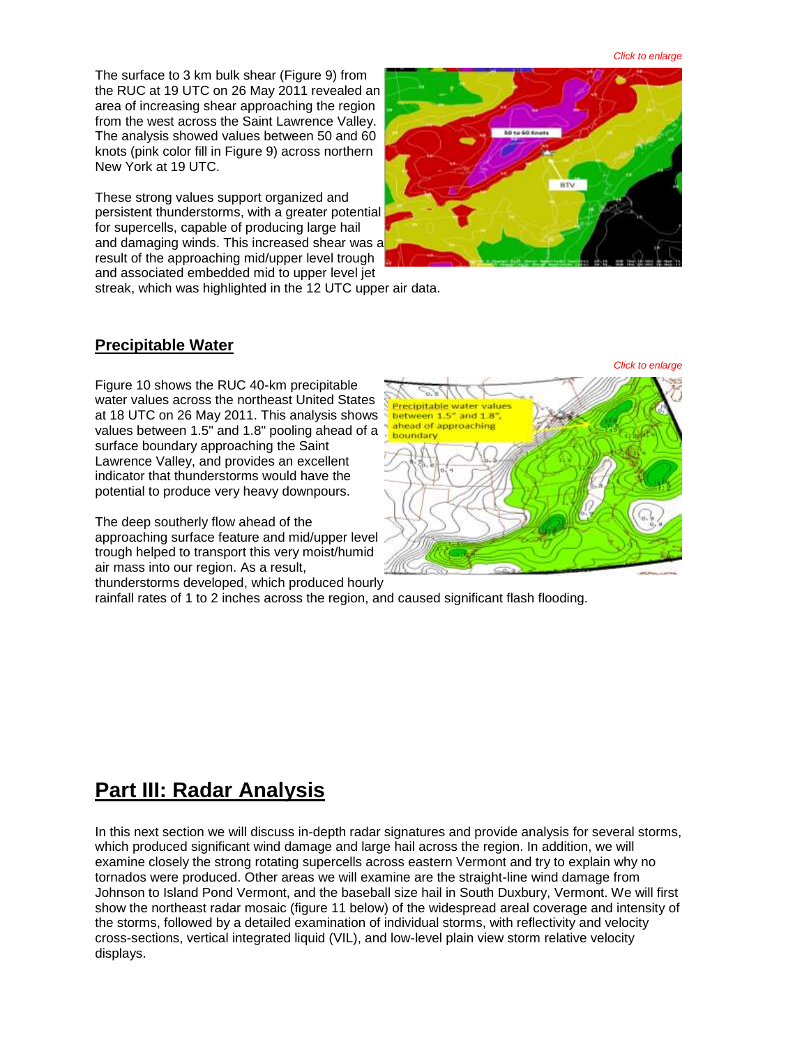*Click to enlarge*

The surface to 3 km bulk shear (Figure 9) from the RUC at 19 UTC on 26 May 2011 revealed an area of increasing shear approaching the region from the west across the Saint Lawrence Valley. The analysis showed values between 50 and 60 knots (pink color fill in Figure 9) across northern New York at 19 UTC.

These strong values support organized and persistent thunderstorms, with a greater potential for supercells, capable of producing large hail and damaging winds. This increased shear was a result of the approaching mid/upper level trough and associated embedded mid to upper level jet streak, which was highlighted in the 12 UTC upper air data.

## Precipitable Water

*Click to enlarge*

Figure 10 shows the RUC 40-km precipitable water values across the northeast United States at 18 UTC on 26 May 2011. This analysis shows values between 1.5" and 1.8" pooling ahead of a surface boundary approaching the Saint Lawrence Valley, and provides an excellent indicator that thunderstorms would have the potential to produce very heavy downpours.

The deep southerly flow ahead of the approaching surface feature and mid/upper level trough helped to transport this very moist/humid air mass into our region. As a result, thunderstorms developed, which produced hourly rainfall rates of 1 to 2 inches across the region, and caused significant flash flooding.

# Part III: Radar Analysis

In this next section we will discuss in-depth radar signatures and provide analysis for several storms, which produced significant wind damage and large hail across the region. In addition, we will examine closely the strong rotating supercells across eastern Vermont and try to explain why no tornados were produced. Other areas we will examine are the straight-line wind damage from Johnson to Island Pond Vermont, and the baseball size hail in South Duxbury, Vermont. We will first show the northeast radar mosaic (figure 11 below) of the widespread areal coverage and intensity of the storms, followed by a detailed examination of individual storms, with reflectivity and velocity cross-sections, vertical integrated liquid (VIL), and low-level plain view storm relative velocity displays.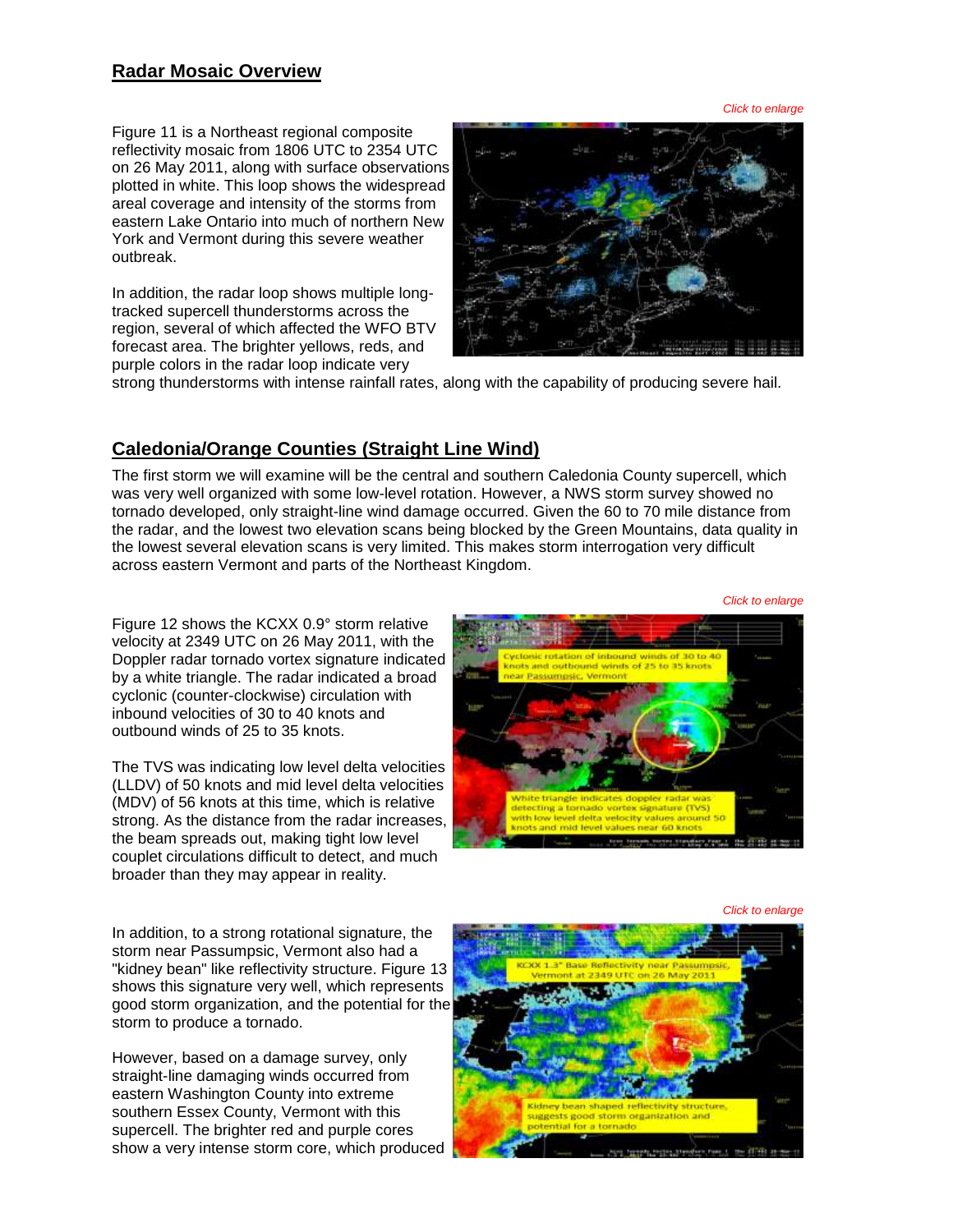## Radar Mosaic Overview

*Click to enlarge*

Figure 11 is a Northeast regional composite reflectivity mosaic from 1806 UTC to 2354 UTC on 26 May 2011, along with surface observations plotted in white. This loop shows the widespread areal coverage and intensity of the storms from eastern Lake Ontario into much of northern New York and Vermont during this severe weather outbreak.

In addition, the radar loop shows multiple long-tracked supercell thunderstorms across the region, several of which affected the WFO BTV forecast area. The brighter yellows, reds, and purple colors in the radar loop indicate very strong thunderstorms with intense rainfall rates, along with the capability of producing severe hail.

## Caledonia/Orange Counties (Straight Line Wind)

The first storm we will examine will be the central and southern Caledonia County supercell, which was very well organized with some low-level rotation. However, a NWS storm survey showed no tornado developed, only straight-line wind damage occurred. Given the 60 to 70 mile distance from the radar, and the lowest two elevation scans being blocked by the Green Mountains, data quality in the lowest several elevation scans is very limited. This makes storm interrogation very difficult across eastern Vermont and parts of the Northeast Kingdom.

*Click to enlarge*

Figure 12 shows the KCXX 0.9° storm relative velocity at 2349 UTC on 26 May 2011, with the Doppler radar tornado vortex signature indicated by a white triangle. The radar indicated a broad cyclonic (counter-clockwise) circulation with inbound velocities of 30 to 40 knots and outbound winds of 25 to 35 knots.

The TVS was indicating low level delta velocities (LLDV) of 50 knots and mid level delta velocities (MDV) of 56 knots at this time, which is relative strong. As the distance from the radar increases, the beam spreads out, making tight low level couplet circulations difficult to detect, and much broader than they may appear in reality.

*Click to enlarge*

In addition, to a strong rotational signature, the storm near Passumpsic, Vermont also had a "kidney bean" like reflectivity structure. Figure 13 shows this signature very well, which represents good storm organization, and the potential for the storm to produce a tornado.

However, based on a damage survey, only straight-line damaging winds occurred from eastern Washington County into extreme southern Essex County, Vermont with this supercell. The brighter red and purple cores show a very intense storm core, which produced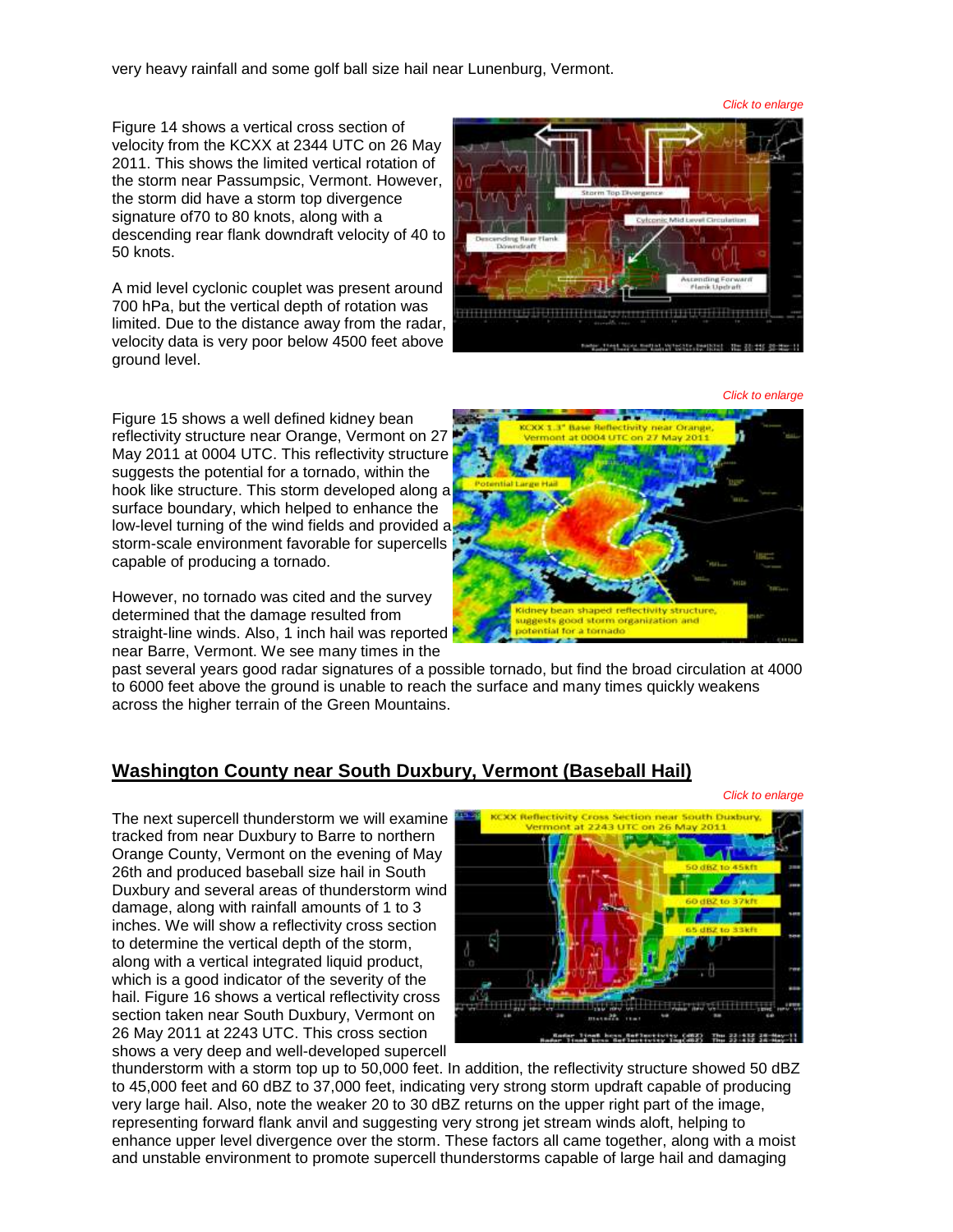very heavy rainfall and some golf ball size hail near Lunenburg, Vermont.

*Click to enlarge*

Figure 14 shows a vertical cross section of velocity from the KCXX at 2344 UTC on 26 May 2011. This shows the limited vertical rotation of the storm near Passumpsic, Vermont. However, the storm did have a storm top divergence signature of70 to 80 knots, along with a descending rear flank downdraft velocity of 40 to 50 knots.

A mid level cyclonic couplet was present around 700 hPa, but the vertical depth of rotation was limited. Due to the distance away from the radar, velocity data is very poor below 4500 feet above ground level.

*Click to enlarge*

Figure 15 shows a well defined kidney bean reflectivity structure near Orange, Vermont on 27 May 2011 at 0004 UTC. This reflectivity structure suggests the potential for a tornado, within the hook like structure. This storm developed along a surface boundary, which helped to enhance the low-level turning of the wind fields and provided a storm-scale environment favorable for supercells capable of producing a tornado.

However, no tornado was cited and the survey determined that the damage resulted from straight-line winds. Also, 1 inch hail was reported near Barre, Vermont. We see many times in the past several years good radar signatures of a possible tornado, but find the broad circulation at 4000 to 6000 feet above the ground is unable to reach the surface and many times quickly weakens across the higher terrain of the Green Mountains.

## Washington County near South Duxbury, Vermont (Baseball Hail)

*Click to enlarge*

The next supercell thunderstorm we will examine tracked from near Duxbury to Barre to northern Orange County, Vermont on the evening of May 26th and produced baseball size hail in South Duxbury and several areas of thunderstorm wind damage, along with rainfall amounts of 1 to 3 inches. We will show a reflectivity cross section to determine the vertical depth of the storm, along with a vertical integrated liquid product, which is a good indicator of the severity of the hail. Figure 16 shows a vertical reflectivity cross section taken near South Duxbury, Vermont on 26 May 2011 at 2243 UTC. This cross section shows a very deep and well-developed supercell thunderstorm with a storm top up to 50,000 feet. In addition, the reflectivity structure showed 50 dBZ to 45,000 feet and 60 dBZ to 37,000 feet, indicating very strong storm updraft capable of producing very large hail. Also, note the weaker 20 to 30 dBZ returns on the upper right part of the image, representing forward flank anvil and suggesting very strong jet stream winds aloft, helping to enhance upper level divergence over the storm. These factors all came together, along with a moist and unstable environment to promote supercell thunderstorms capable of large hail and damaging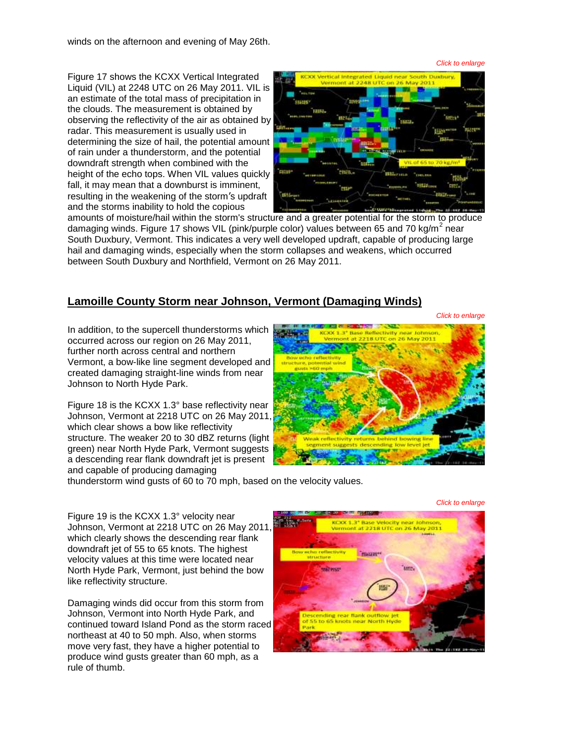winds on the afternoon and evening of May 26th.

*Click to enlarge*

Figure 17 shows the KCXX Vertical Integrated Liquid (VIL) at 2248 UTC on 26 May 2011. VIL is an estimate of the total mass of precipitation in the clouds. The measurement is obtained by observing the reflectivity of the air as obtained by radar. This measurement is usually used in determining the size of hail, the potential amount of rain under a thunderstorm, and the potential downdraft strength when combined with the height of the echo tops. When VIL values quickly fall, it may mean that a downburst is imminent, resulting in the weakening of the storm's updraft and the storms inability to hold the copious amounts of moisture/hail within the storm's structure and a greater potential for the storm to produce damaging winds. Figure 17 shows VIL (pink/purple color) values between 65 and 70 kg/m$^2$ near South Duxbury, Vermont. This indicates a very well developed updraft, capable of producing large hail and damaging winds, especially when the storm collapses and weakens, which occurred between South Duxbury and Northfield, Vermont on 26 May 2011.

## Lamoille County Storm near Johnson, Vermont (Damaging Winds)

*Click to enlarge*

In addition, to the supercell thunderstorms which occurred across our region on 26 May 2011, further north across central and northern Vermont, a bow-like line segment developed and created damaging straight-line winds from near Johnson to North Hyde Park.

Figure 18 is the KCXX 1.3° base reflectivity near Johnson, Vermont at 2218 UTC on 26 May 2011, which clear shows a bow like reflectivity structure. The weaker 20 to 30 dBZ returns (light green) near North Hyde Park, Vermont suggests a descending rear flank downdraft jet is present and capable of producing damaging thunderstorm wind gusts of 60 to 70 mph, based on the velocity values.

*Click to enlarge*

Figure 19 is the KCXX 1.3° velocity near Johnson, Vermont at 2218 UTC on 26 May 2011, which clearly shows the descending rear flank downdraft jet of 55 to 65 knots. The highest velocity values at this time were located near North Hyde Park, Vermont, just behind the bow like reflectivity structure.

Damaging winds did occur from this storm from Johnson, Vermont into North Hyde Park, and continued toward Island Pond as the storm raced northeast at 40 to 50 mph. Also, when storms move very fast, they have a higher potential to produce wind gusts greater than 60 mph, as a rule of thumb.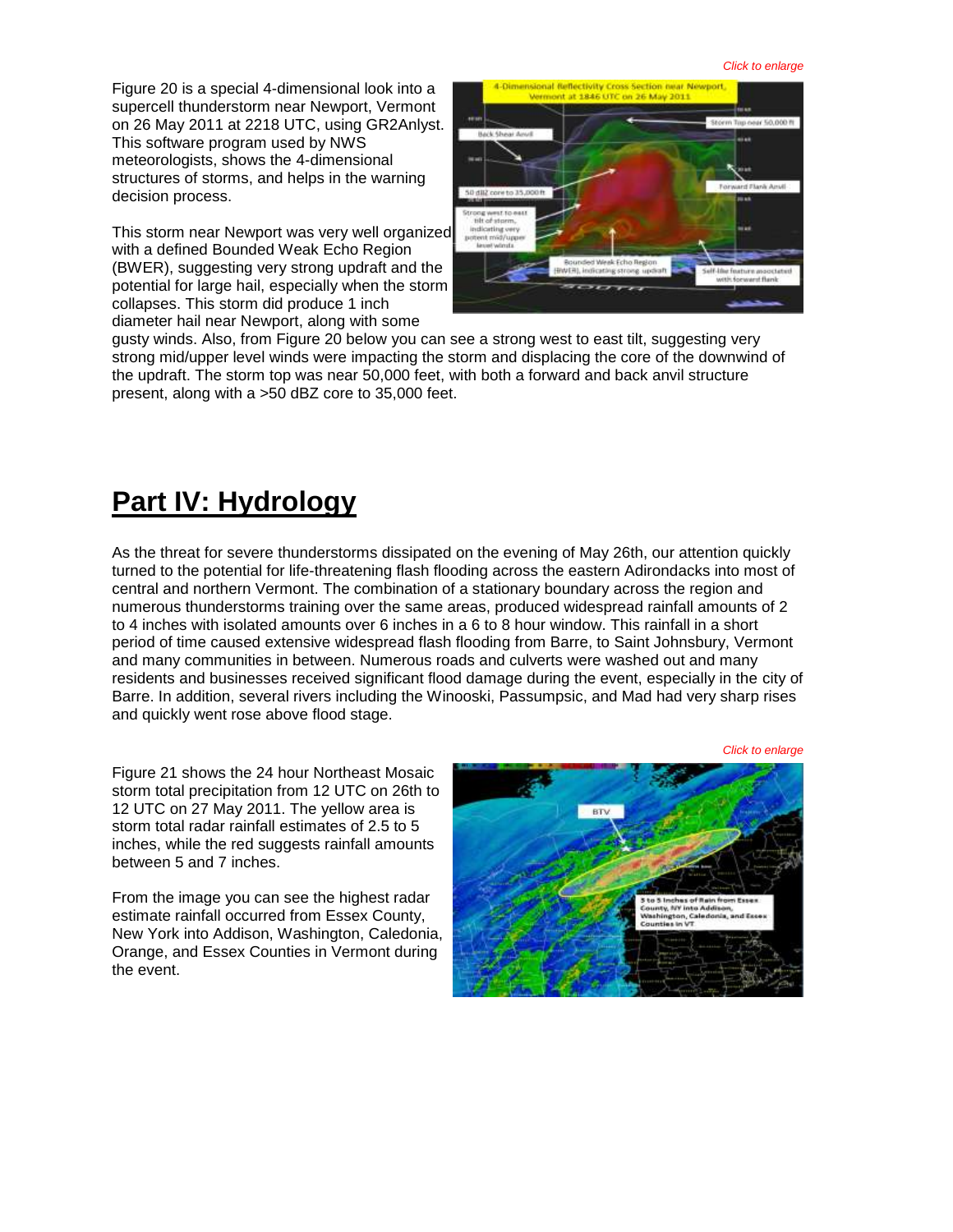*Click to enlarge*

Figure 20 is a special 4-dimensional look into a supercell thunderstorm near Newport, Vermont on 26 May 2011 at 2218 UTC, using GR2Anlyst. This software program used by NWS meteorologists, shows the 4-dimensional structures of storms, and helps in the warning decision process.

This storm near Newport was very well organized with a defined Bounded Weak Echo Region (BWER), suggesting very strong updraft and the potential for large hail, especially when the storm collapses. This storm did produce 1 inch diameter hail near Newport, along with some gusty winds. Also, from Figure 20 below you can see a strong west to east tilt, suggesting very strong mid/upper level winds were impacting the storm and displacing the core of the downwind of the updraft. The storm top was near 50,000 feet, with both a forward and back anvil structure present, along with a >50 dBZ core to 35,000 feet.

## Part IV: Hydrology

As the threat for severe thunderstorms dissipated on the evening of May 26th, our attention quickly turned to the potential for life-threatening flash flooding across the eastern Adirondacks into most of central and northern Vermont. The combination of a stationary boundary across the region and numerous thunderstorms training over the same areas, produced widespread rainfall amounts of 2 to 4 inches with isolated amounts over 6 inches in a 6 to 8 hour window. This rainfall in a short period of time caused extensive widespread flash flooding from Barre, to Saint Johnsbury, Vermont and many communities in between. Numerous roads and culverts were washed out and many residents and businesses received significant flood damage during the event, especially in the city of Barre. In addition, several rivers including the Winooski, Passumpsic, and Mad had very sharp rises and quickly went rose above flood stage.

*Click to enlarge*

Figure 21 shows the 24 hour Northeast Mosaic storm total precipitation from 12 UTC on 26th to 12 UTC on 27 May 2011. The yellow area is storm total radar rainfall estimates of 2.5 to 5 inches, while the red suggests rainfall amounts between 5 and 7 inches.

From the image you can see the highest radar estimate rainfall occurred from Essex County, New York into Addison, Washington, Caledonia, Orange, and Essex Counties in Vermont during the event.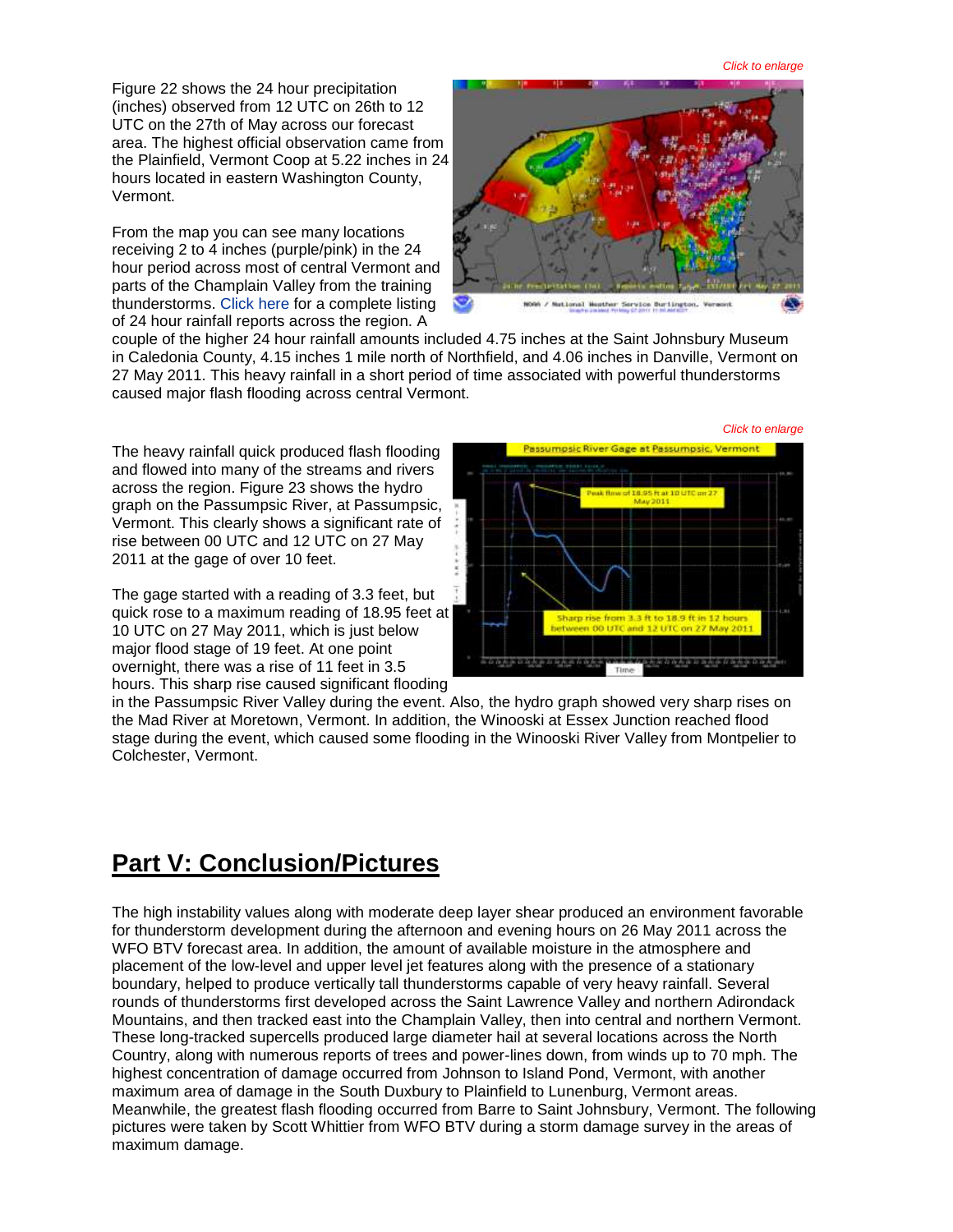*Click to enlarge*

Figure 22 shows the 24 hour precipitation (inches) observed from 12 UTC on 26th to 12 UTC on the 27th of May across our forecast area. The highest official observation came from the Plainfield, Vermont Coop at 5.22 inches in 24 hours located in eastern Washington County, Vermont.

From the map you can see many locations receiving 2 to 4 inches (purple/pink) in the 24 hour period across most of central Vermont and parts of the Champlain Valley from the training thunderstorms. Click here for a complete listing of 24 hour rainfall reports across the region. A couple of the higher 24 hour rainfall amounts included 4.75 inches at the Saint Johnsbury Museum in Caledonia County, 4.15 inches 1 mile north of Northfield, and 4.06 inches in Danville, Vermont on 27 May 2011. This heavy rainfall in a short period of time associated with powerful thunderstorms caused major flash flooding across central Vermont.

*Click to enlarge*

The heavy rainfall quick produced flash flooding and flowed into many of the streams and rivers across the region. Figure 23 shows the hydro graph on the Passumpsic River, at Passumpsic, Vermont. This clearly shows a significant rate of rise between 00 UTC and 12 UTC on 27 May 2011 at the gage of over 10 feet.

The gage started with a reading of 3.3 feet, but quick rose to a maximum reading of 18.95 feet at 10 UTC on 27 May 2011, which is just below major flood stage of 19 feet. At one point overnight, there was a rise of 11 feet in 3.5 hours. This sharp rise caused significant flooding in the Passumpsic River Valley during the event. Also, the hydro graph showed very sharp rises on the Mad River at Moretown, Vermont. In addition, the Winooski at Essex Junction reached flood stage during the event, which caused some flooding in the Winooski River Valley from Montpelier to Colchester, Vermont.

## Part V: Conclusion/Pictures

The high instability values along with moderate deep layer shear produced an environment favorable for thunderstorm development during the afternoon and evening hours on 26 May 2011 across the WFO BTV forecast area. In addition, the amount of available moisture in the atmosphere and placement of the low-level and upper level jet features along with the presence of a stationary boundary, helped to produce vertically tall thunderstorms capable of very heavy rainfall. Several rounds of thunderstorms first developed across the Saint Lawrence Valley and northern Adirondack Mountains, and then tracked east into the Champlain Valley, then into central and northern Vermont. These long-tracked supercells produced large diameter hail at several locations across the North Country, along with numerous reports of trees and power-lines down, from winds up to 70 mph. The highest concentration of damage occurred from Johnson to Island Pond, Vermont, with another maximum area of damage in the South Duxbury to Plainfield to Lunenburg, Vermont areas. Meanwhile, the greatest flash flooding occurred from Barre to Saint Johnsbury, Vermont. The following pictures were taken by Scott Whittier from WFO BTV during a storm damage survey in the areas of maximum damage.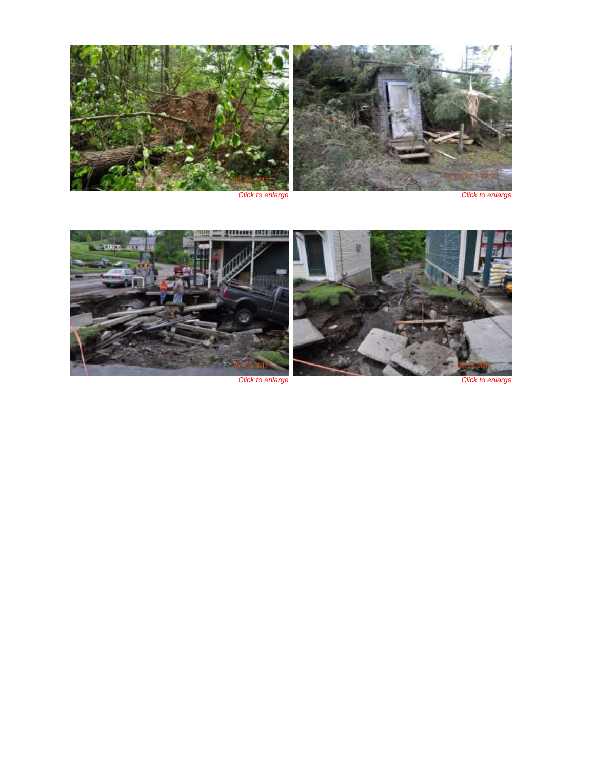Click to enlarge

Click to enlarge

Click to enlarge

Click to enlarge